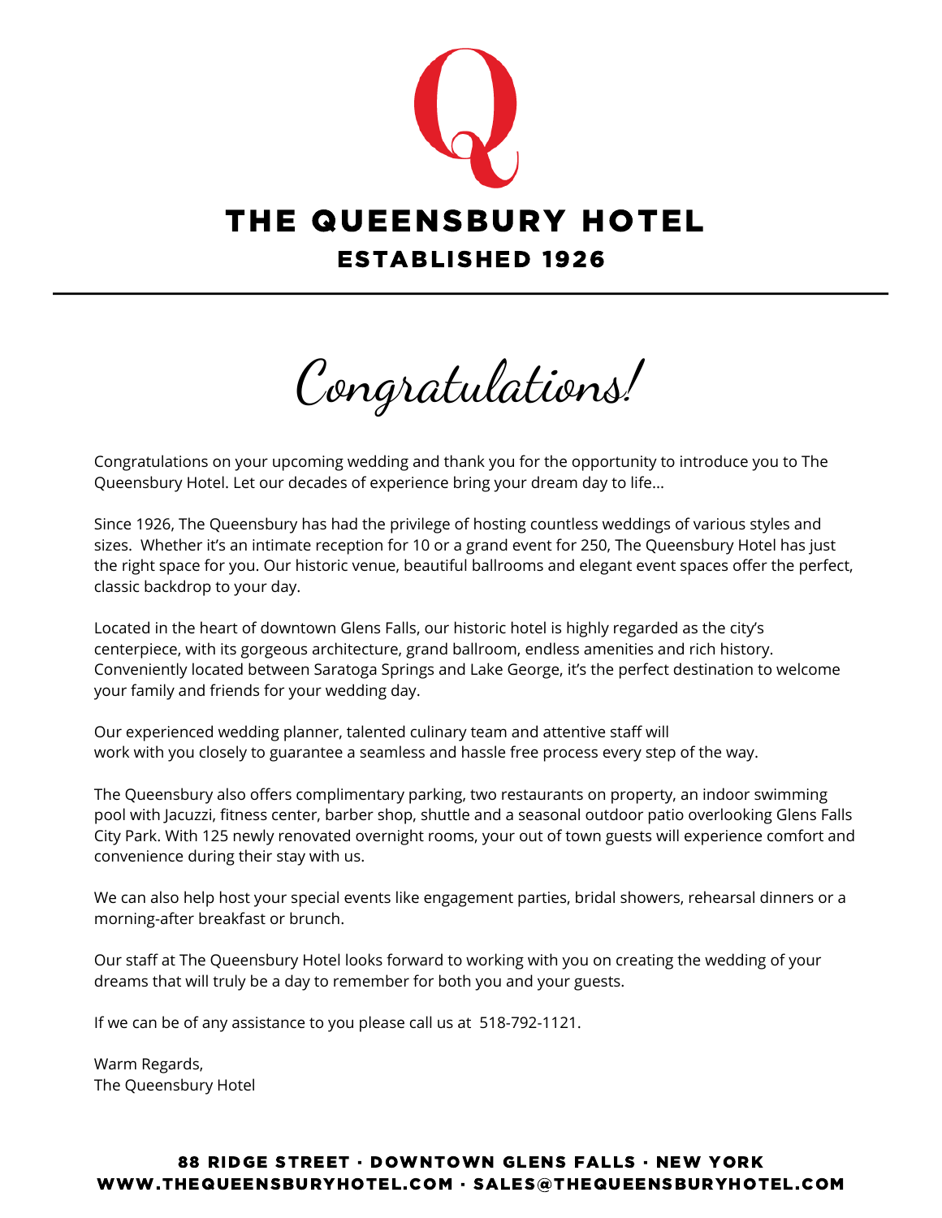# THE QUEENSBURY HOTEL

## ESTABLISHED 1926

## Congratulations!

Congratulations on your upcoming wedding and thank you for the opportunity to introduce you to The Queensbury Hotel. Let our decades of experience bring your dream day to life...

Since 1926, The Queensbury has had the privilege of hosting countless weddings of various styles and sizes. Whether it's an intimate reception for 10 or a grand event for 250, The Queensbury Hotel has just the right space for you. Our historic venue, beautiful ballrooms and elegant event spaces offer the perfect, classic backdrop to your day.

Located in the heart of downtown Glens Falls, our historic hotel is highly regarded as the city's centerpiece, with its gorgeous architecture, grand ballroom, endless amenities and rich history. Conveniently located between Saratoga Springs and Lake George, it's the perfect destination to welcome your family and friends for your wedding day.

Our experienced wedding planner, talented culinary team and attentive staff will work with you closely to guarantee a seamless and hassle free process every step of the way.

The Queensbury also offers complimentary parking, two restaurants on property, an indoor swimming pool with Jacuzzi, fitness center, barber shop, shuttle and a seasonal outdoor patio overlooking Glens Falls City Park. With 125 newly renovated overnight rooms, your out of town guests will experience comfort and convenience during their stay with us.

We can also help host your special events like engagement parties, bridal showers, rehearsal dinners or a morning-after breakfast or brunch.

Our staff at The Queensbury Hotel looks forward to working with you on creating the wedding of your dreams that will truly be a day to remember for both you and your guests.

If we can be of any assistance to you please call us at 518-792-1121.

Warm Regards,
The Queensbury Hotel

**88 RIDGE STREET · DOWNTOWN GLENS FALLS · NEW YORK**
**WWW.THEQUEENSBURYHOTEL.COM · SALES@THEQUEENSBURYHOTEL.COM**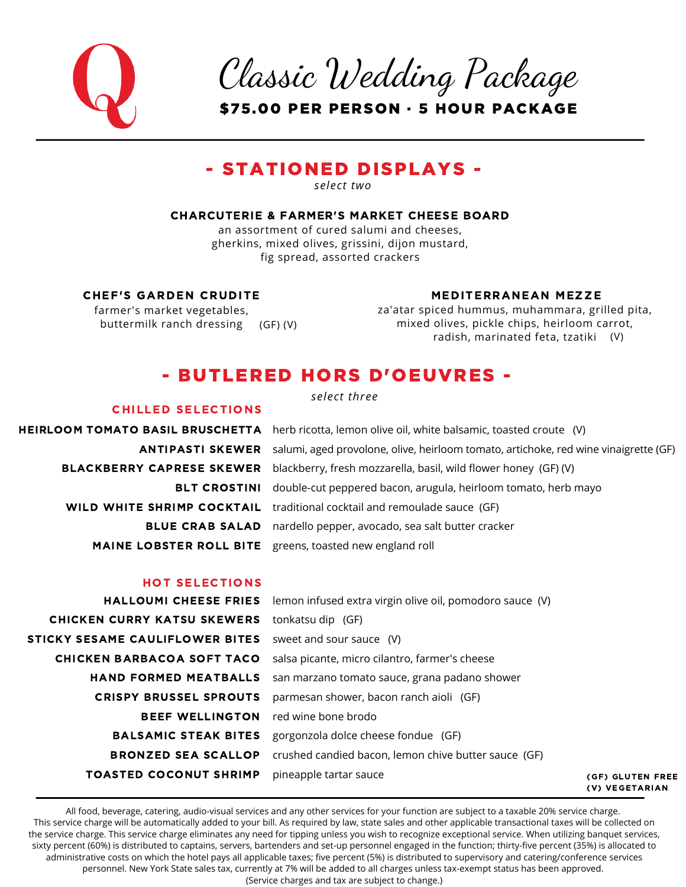# Classic Wedding Package

**$75.00 PER PERSON · 5 HOUR PACKAGE**

## - STATIONED DISPLAYS -

*select two*

**CHARCUTERIE & FARMER'S MARKET CHEESE BOARD**
an assortment of cured salumi and cheeses, gherkins, mixed olives, grissini, dijon mustard, fig spread, assorted crackers

**CHEF'S GARDEN CRUDITE**
farmer's market vegetables, buttermilk ranch dressing (GF) (V)

**MEDITERRANEAN MEZZE**
za'atar spiced hummus, muhammara, grilled pita, mixed olives, pickle chips, heirloom carrot, radish, marinated feta, tzatiki (V)

## - BUTLERED HORS D'OEUVRES -

*select three*

### CHILLED SELECTIONS

**HEIRLOOM TOMATO BASIL BRUSCHETTA** herb ricotta, lemon olive oil, white balsamic, toasted croute (V)

**ANTIPASTI SKEWER** salumi, aged provolone, olive, heirloom tomato, artichoke, red wine vinaigrette (GF)

**BLACKBERRY CAPRESE SKEWER** blackberry, fresh mozzarella, basil, wild flower honey (GF) (V)

**BLT CROSTINI** double-cut peppered bacon, arugula, heirloom tomato, herb mayo

**WILD WHITE SHRIMP COCKTAIL** traditional cocktail and remoulade sauce (GF)

**BLUE CRAB SALAD** nardello pepper, avocado, sea salt butter cracker

**MAINE LOBSTER ROLL BITE** greens, toasted new england roll

### HOT SELECTIONS

**HALLOUMI CHEESE FRIES** lemon infused extra virgin olive oil, pomodoro sauce (V)

**CHICKEN CURRY KATSU SKEWERS** tonkatsu dip (GF)

**STICKY SESAME CAULIFLOWER BITES** sweet and sour sauce (V)

**CHICKEN BARBACOA SOFT TACO** salsa picante, micro cilantro, farmer's cheese

**HAND FORMED MEATBALLS** san marzano tomato sauce, grana padano shower

**CRISPY BRUSSEL SPROUTS** parmesan shower, bacon ranch aioli (GF)

**BEEF WELLINGTON** red wine bone brodo

**BALSAMIC STEAK BITES** gorgonzola dolce cheese fondue (GF)

**BRONZED SEA SCALLOP** crushed candied bacon, lemon chive butter sauce (GF)

**TOASTED COCONUT SHRIMP** pineapple tartar sauce

**(GF) GLUTEN FREE**
**(V) VEGETARIAN**

All food, beverage, catering, audio-visual services and any other services for your function are subject to a taxable 20% service charge. This service charge will be automatically added to your bill. As required by law, state sales and other applicable transactional taxes will be collected on the service charge. This service charge eliminates any need for tipping unless you wish to recognize exceptional service. When utilizing banquet services, sixty percent (60%) is distributed to captains, servers, bartenders and set-up personnel engaged in the function; thirty-five percent (35%) is allocated to administrative costs on which the hotel pays all applicable taxes; five percent (5%) is distributed to supervisory and catering/conference services personnel. New York State sales tax, currently at 7% will be added to all charges unless tax-exempt status has been approved. (Service charges and tax are subject to change.)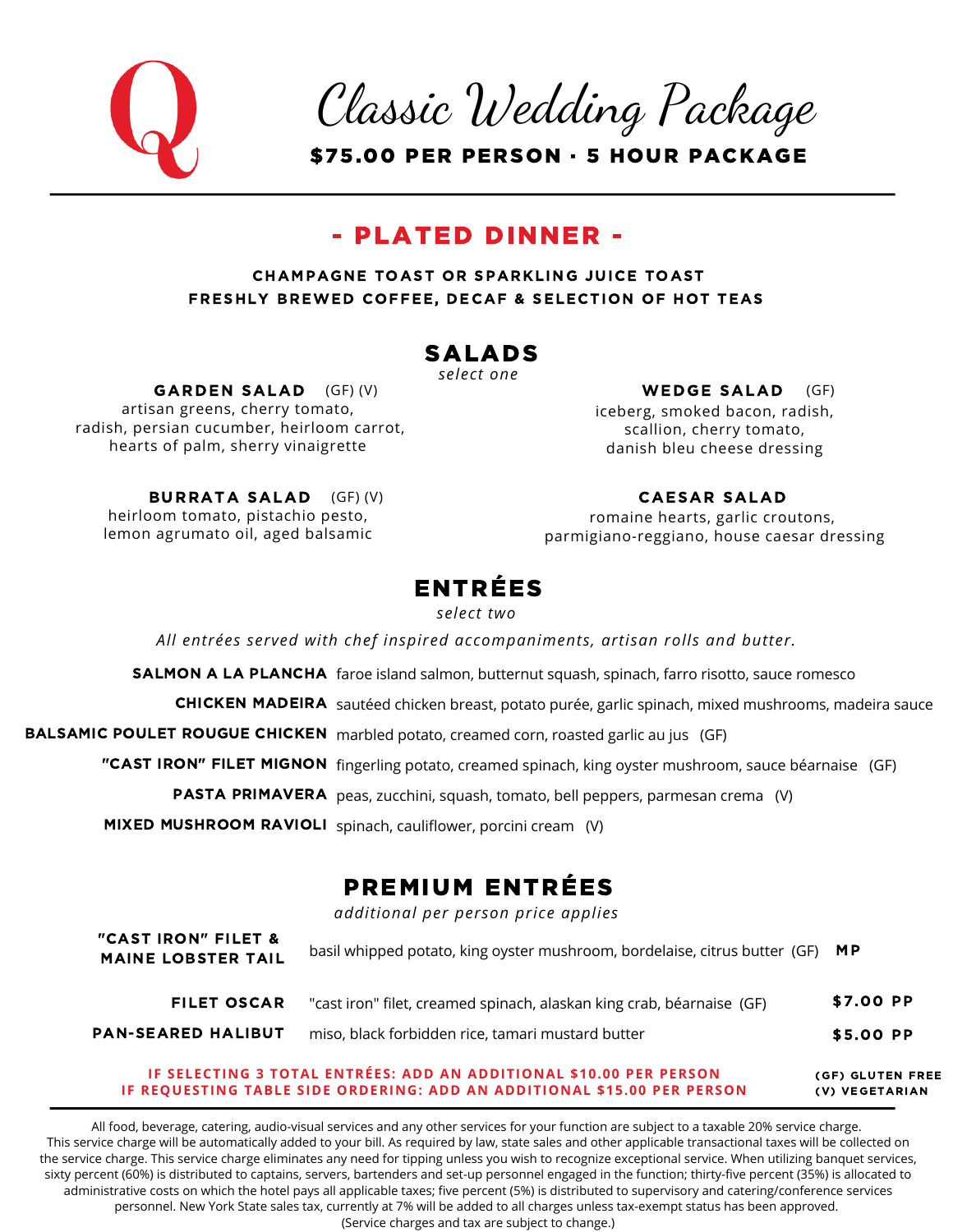# Classic Wedding Package

**$75.00 PER PERSON · 5 HOUR PACKAGE**

## - PLATED DINNER -

**CHAMPAGNE TOAST OR SPARKLING JUICE TOAST**
**FRESHLY BREWED COFFEE, DECAF & SELECTION OF HOT TEAS**

### SALADS

*select one*

**GARDEN SALAD** (GF) (V)
artisan greens, cherry tomato, radish, persian cucumber, heirloom carrot, hearts of palm, sherry vinaigrette

**WEDGE SALAD** (GF)
iceberg, smoked bacon, radish, scallion, cherry tomato, danish bleu cheese dressing

**BURRATA SALAD** (GF) (V)
heirloom tomato, pistachio pesto, lemon agrumato oil, aged balsamic

**CAESAR SALAD**
romaine hearts, garlic croutons, parmigiano-reggiano, house caesar dressing

### ENTRÉES

*select two*

*All entrées served with chef inspired accompaniments, artisan rolls and butter.*

**SALMON A LA PLANCHA** faroe island salmon, butternut squash, spinach, farro risotto, sauce romesco

**CHICKEN MADEIRA** sautéed chicken breast, potato purée, garlic spinach, mixed mushrooms, madeira sauce

**BALSAMIC POULET ROUGUE CHICKEN** marbled potato, creamed corn, roasted garlic au jus (GF)

**"CAST IRON" FILET MIGNON** fingerling potato, creamed spinach, king oyster mushroom, sauce béarnaise (GF)

**PASTA PRIMAVERA** peas, zucchini, squash, tomato, bell peppers, parmesan crema (V)

**MIXED MUSHROOM RAVIOLI** spinach, cauliflower, porcini cream (V)

### PREMIUM ENTRÉES

*additional per person price applies*

| | | |
|---|---|---|
| **"CAST IRON" FILET & MAINE LOBSTER TAIL** | basil whipped potato, king oyster mushroom, bordelaise, citrus butter (GF) | **MP** |
| **FILET OSCAR** | "cast iron" filet, creamed spinach, alaskan king crab, béarnaise (GF) | **$7.00 PP** |
| **PAN-SEARED HALIBUT** | miso, black forbidden rice, tamari mustard butter | **$5.00 PP** |

**IF SELECTING 3 TOTAL ENTRÉES: ADD AN ADDITIONAL $10.00 PER PERSON**
**IF REQUESTING TABLE SIDE ORDERING: ADD AN ADDITIONAL $15.00 PER PERSON**

**(GF) GLUTEN FREE**
**(V) VEGETARIAN**

All food, beverage, catering, audio-visual services and any other services for your function are subject to a taxable 20% service charge. This service charge will be automatically added to your bill. As required by law, state sales and other applicable transactional taxes will be collected on the service charge. This service charge eliminates any need for tipping unless you wish to recognize exceptional service. When utilizing banquet services, sixty percent (60%) is distributed to captains, servers, bartenders and set-up personnel engaged in the function; thirty-five percent (35%) is allocated to administrative costs on which the hotel pays all applicable taxes; five percent (5%) is distributed to supervisory and catering/conference services personnel. New York State sales tax, currently at 7% will be added to all charges unless tax-exempt status has been approved. (Service charges and tax are subject to change.)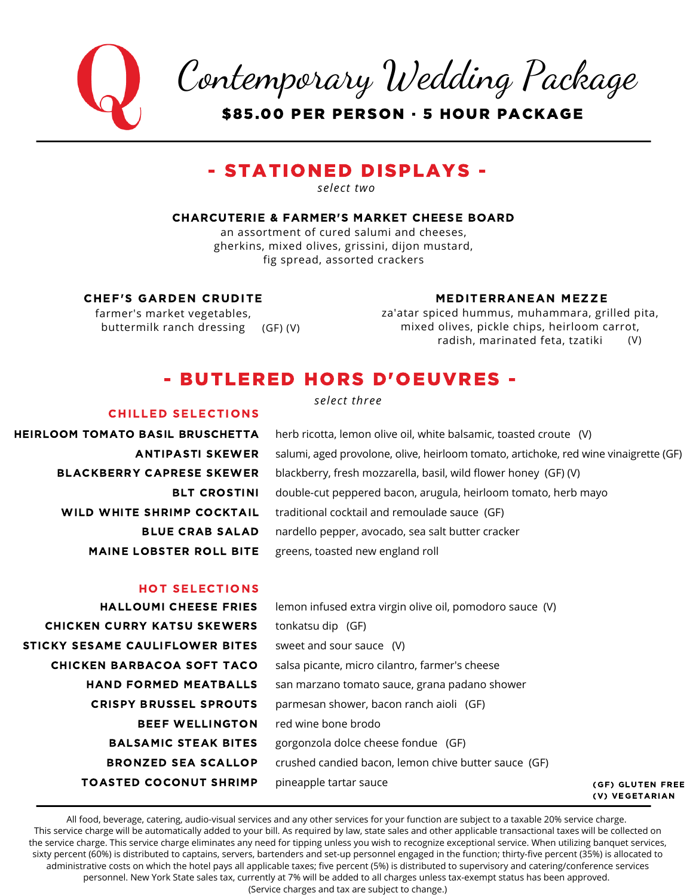# Contemporary Wedding Package

**$85.00 PER PERSON · 5 HOUR PACKAGE**

---

## - STATIONED DISPLAYS -

*select two*

**CHARCUTERIE & FARMER'S MARKET CHEESE BOARD**
an assortment of cured salumi and cheeses, gherkins, mixed olives, grissini, dijon mustard, fig spread, assorted crackers

**CHEF'S GARDEN CRUDITE**
farmer's market vegetables, buttermilk ranch dressing (GF) (V)

**MEDITERRANEAN MEZZE**
za'atar spiced hummus, muhammara, grilled pita, mixed olives, pickle chips, heirloom carrot, radish, marinated feta, tzatiki (V)

## - BUTLERED HORS D'OEUVRES -

*select three*

### CHILLED SELECTIONS

| | |
|---|---|
| **HEIRLOOM TOMATO BASIL BRUSCHETTA** | herb ricotta, lemon olive oil, white balsamic, toasted croute (V) |
| **ANTIPASTI SKEWER** | salumi, aged provolone, olive, heirloom tomato, artichoke, red wine vinaigrette (GF) |
| **BLACKBERRY CAPRESE SKEWER** | blackberry, fresh mozzarella, basil, wild flower honey (GF) (V) |
| **BLT CROSTINI** | double-cut peppered bacon, arugula, heirloom tomato, herb mayo |
| **WILD WHITE SHRIMP COCKTAIL** | traditional cocktail and remoulade sauce (GF) |
| **BLUE CRAB SALAD** | nardello pepper, avocado, sea salt butter cracker |
| **MAINE LOBSTER ROLL BITE** | greens, toasted new england roll |

### HOT SELECTIONS

| | |
|---|---|
| **HALLOUMI CHEESE FRIES** | lemon infused extra virgin olive oil, pomodoro sauce (V) |
| **CHICKEN CURRY KATSU SKEWERS** | tonkatsu dip (GF) |
| **STICKY SESAME CAULIFLOWER BITES** | sweet and sour sauce (V) |
| **CHICKEN BARBACOA SOFT TACO** | salsa picante, micro cilantro, farmer's cheese |
| **HAND FORMED MEATBALLS** | san marzano tomato sauce, grana padano shower |
| **CRISPY BRUSSEL SPROUTS** | parmesan shower, bacon ranch aioli (GF) |
| **BEEF WELLINGTON** | red wine bone brodo |
| **BALSAMIC STEAK BITES** | gorgonzola dolce cheese fondue (GF) |
| **BRONZED SEA SCALLOP** | crushed candied bacon, lemon chive butter sauce (GF) |
| **TOASTED COCONUT SHRIMP** | pineapple tartar sauce |

**(GF) GLUTEN FREE**
**(V) VEGETARIAN**

---

All food, beverage, catering, audio-visual services and any other services for your function are subject to a taxable 20% service charge. This service charge will be automatically added to your bill. As required by law, state sales and other applicable transactional taxes will be collected on the service charge. This service charge eliminates any need for tipping unless you wish to recognize exceptional service. When utilizing banquet services, sixty percent (60%) is distributed to captains, servers, bartenders and set-up personnel engaged in the function; thirty-five percent (35%) is allocated to administrative costs on which the hotel pays all applicable taxes; five percent (5%) is distributed to supervisory and catering/conference services personnel. New York State sales tax, currently at 7% will be added to all charges unless tax-exempt status has been approved. (Service charges and tax are subject to change.)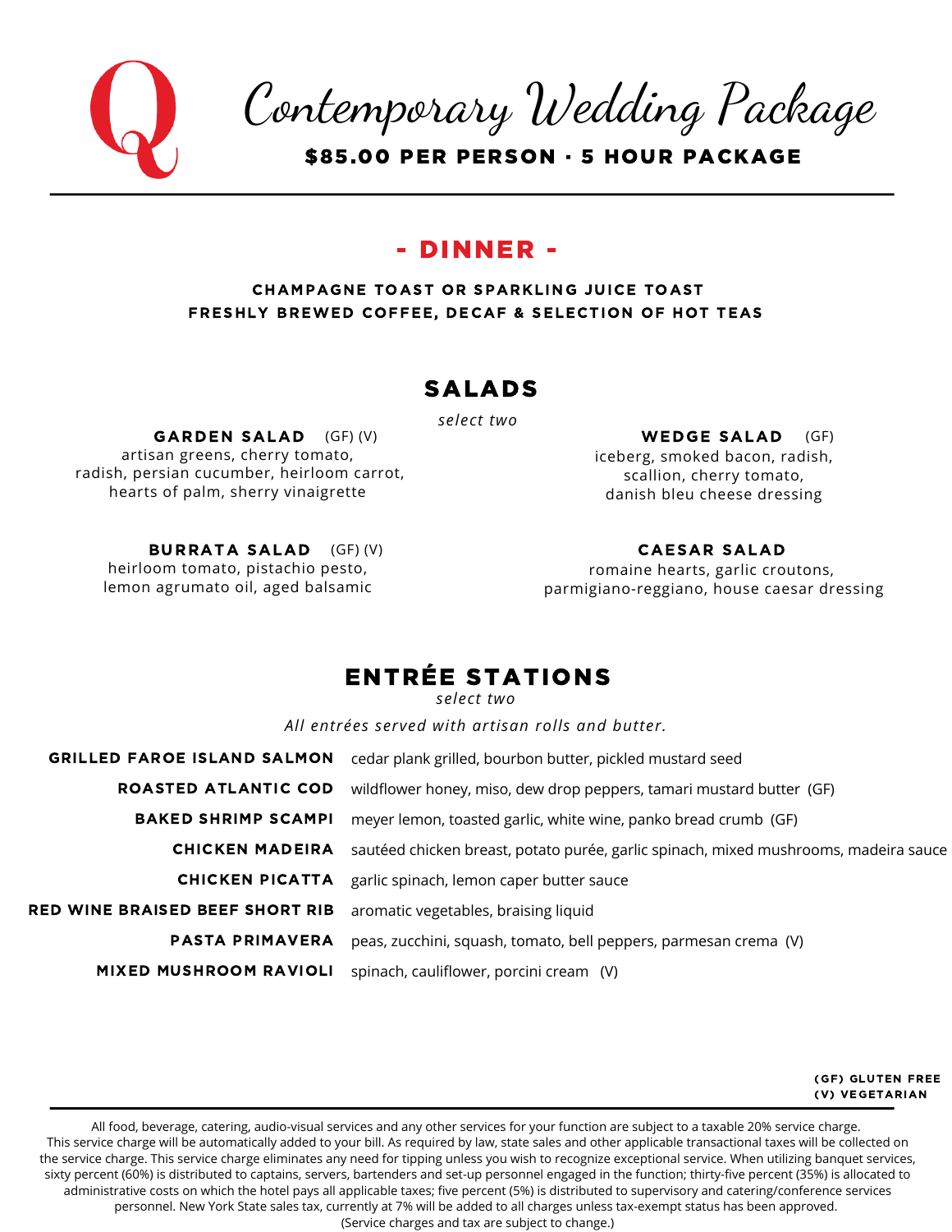# Contemporary Wedding Package

**$85.00 PER PERSON · 5 HOUR PACKAGE**

## - DINNER -

**CHAMPAGNE TOAST OR SPARKLING JUICE TOAST**
**FRESHLY BREWED COFFEE, DECAF & SELECTION OF HOT TEAS**

## SALADS

*select two*

**GARDEN SALAD** (GF) (V)
artisan greens, cherry tomato, radish, persian cucumber, heirloom carrot, hearts of palm, sherry vinaigrette

**WEDGE SALAD** (GF)
iceberg, smoked bacon, radish, scallion, cherry tomato, danish bleu cheese dressing

**BURRATA SALAD** (GF) (V)
heirloom tomato, pistachio pesto, lemon agrumato oil, aged balsamic

**CAESAR SALAD**
romaine hearts, garlic croutons, parmigiano-reggiano, house caesar dressing

## ENTRÉE STATIONS

*select two*

*All entrées served with artisan rolls and butter.*

**GRILLED FAROE ISLAND SALMON** cedar plank grilled, bourbon butter, pickled mustard seed

**ROASTED ATLANTIC COD** wildflower honey, miso, dew drop peppers, tamari mustard butter (GF)

**BAKED SHRIMP SCAMPI** meyer lemon, toasted garlic, white wine, panko bread crumb (GF)

**CHICKEN MADEIRA** sautéed chicken breast, potato purée, garlic spinach, mixed mushrooms, madeira sauce

**CHICKEN PICATTA** garlic spinach, lemon caper butter sauce

**RED WINE BRAISED BEEF SHORT RIB** aromatic vegetables, braising liquid

**PASTA PRIMAVERA** peas, zucchini, squash, tomato, bell peppers, parmesan crema (V)

**MIXED MUSHROOM RAVIOLI** spinach, cauliflower, porcini cream (V)

**(GF) GLUTEN FREE**
**(V) VEGETARIAN**

All food, beverage, catering, audio-visual services and any other services for your function are subject to a taxable 20% service charge. This service charge will be automatically added to your bill. As required by law, state sales and other applicable transactional taxes will be collected on the service charge. This service charge eliminates any need for tipping unless you wish to recognize exceptional service. When utilizing banquet services, sixty percent (60%) is distributed to captains, servers, bartenders and set-up personnel engaged in the function; thirty-five percent (35%) is allocated to administrative costs on which the hotel pays all applicable taxes; five percent (5%) is distributed to supervisory and catering/conference services personnel. New York State sales tax, currently at 7% will be added to all charges unless tax-exempt status has been approved. (Service charges and tax are subject to change.)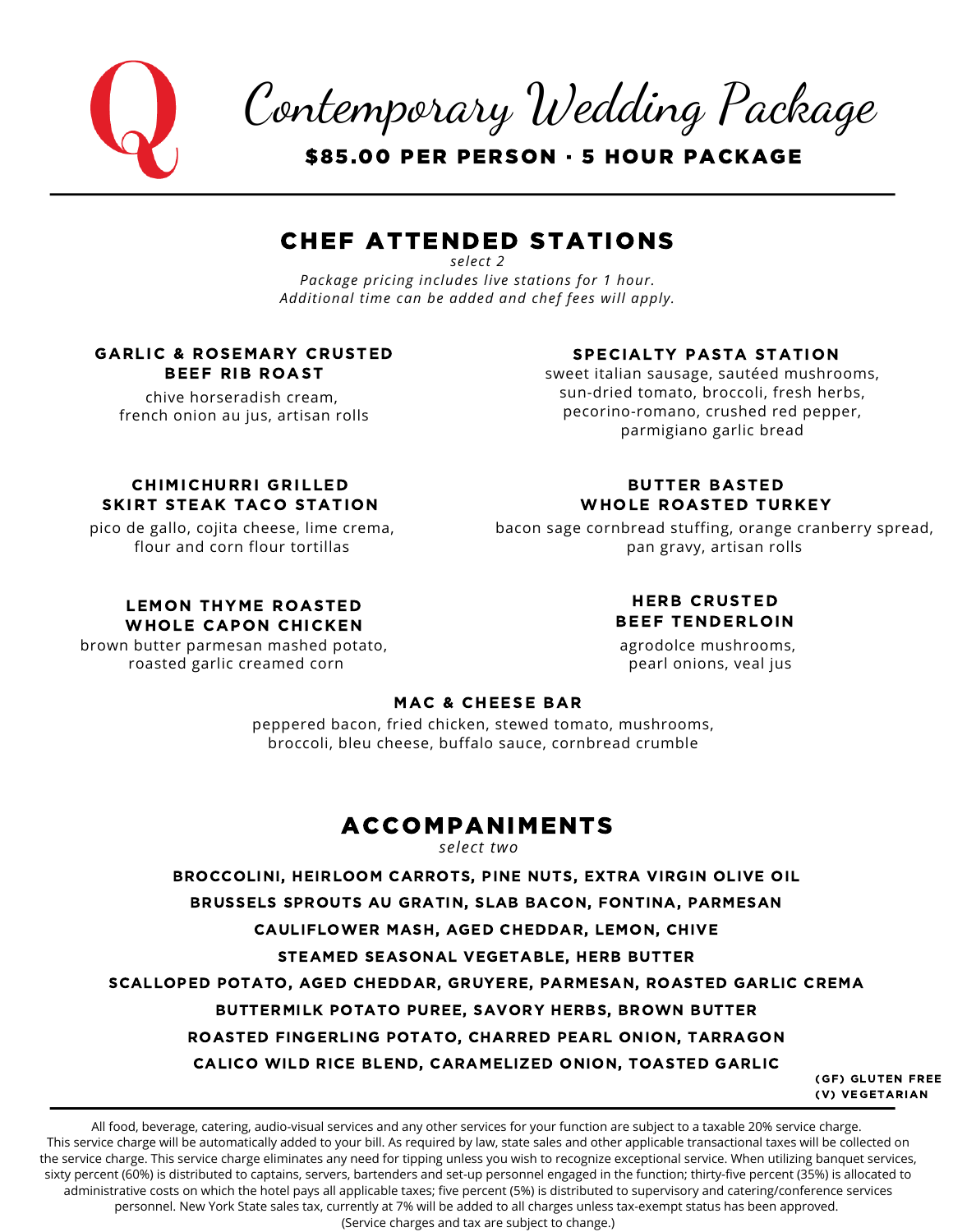# Contemporary Wedding Package

**$85.00 PER PERSON · 5 HOUR PACKAGE**

## CHEF ATTENDED STATIONS

*select 2*

*Package pricing includes live stations for 1 hour.*
*Additional time can be added and chef fees will apply.*

### GARLIC & ROSEMARY CRUSTED BEEF RIB ROAST

chive horseradish cream, french onion au jus, artisan rolls

### SPECIALTY PASTA STATION

sweet italian sausage, sautéed mushrooms, sun-dried tomato, broccoli, fresh herbs, pecorino-romano, crushed red pepper, parmigiano garlic bread

### CHIMICHURRI GRILLED SKIRT STEAK TACO STATION

pico de gallo, cojita cheese, lime crema, flour and corn flour tortillas

### BUTTER BASTED WHOLE ROASTED TURKEY

bacon sage cornbread stuffing, orange cranberry spread, pan gravy, artisan rolls

### LEMON THYME ROASTED WHOLE CAPON CHICKEN

brown butter parmesan mashed potato, roasted garlic creamed corn

### HERB CRUSTED BEEF TENDERLOIN

agrodolce mushrooms, pearl onions, veal jus

### MAC & CHEESE BAR

peppered bacon, fried chicken, stewed tomato, mushrooms, broccoli, bleu cheese, buffalo sauce, cornbread crumble

## ACCOMPANIMENTS

*select two*

**BROCCOLINI, HEIRLOOM CARROTS, PINE NUTS, EXTRA VIRGIN OLIVE OIL**

**BRUSSELS SPROUTS AU GRATIN, SLAB BACON, FONTINA, PARMESAN**

**CAULIFLOWER MASH, AGED CHEDDAR, LEMON, CHIVE**

**STEAMED SEASONAL VEGETABLE, HERB BUTTER**

**SCALLOPED POTATO, AGED CHEDDAR, GRUYERE, PARMESAN, ROASTED GARLIC CREMA**

**BUTTERMILK POTATO PUREE, SAVORY HERBS, BROWN BUTTER**

**ROASTED FINGERLING POTATO, CHARRED PEARL ONION, TARRAGON**

**CALICO WILD RICE BLEND, CARAMELIZED ONION, TOASTED GARLIC**

**(GF) GLUTEN FREE**
**(V) VEGETARIAN**

All food, beverage, catering, audio-visual services and any other services for your function are subject to a taxable 20% service charge. This service charge will be automatically added to your bill. As required by law, state sales and other applicable transactional taxes will be collected on the service charge. This service charge eliminates any need for tipping unless you wish to recognize exceptional service. When utilizing banquet services, sixty percent (60%) is distributed to captains, servers, bartenders and set-up personnel engaged in the function; thirty-five percent (35%) is allocated to administrative costs on which the hotel pays all applicable taxes; five percent (5%) is distributed to supervisory and catering/conference services personnel. New York State sales tax, currently at 7% will be added to all charges unless tax-exempt status has been approved. (Service charges and tax are subject to change.)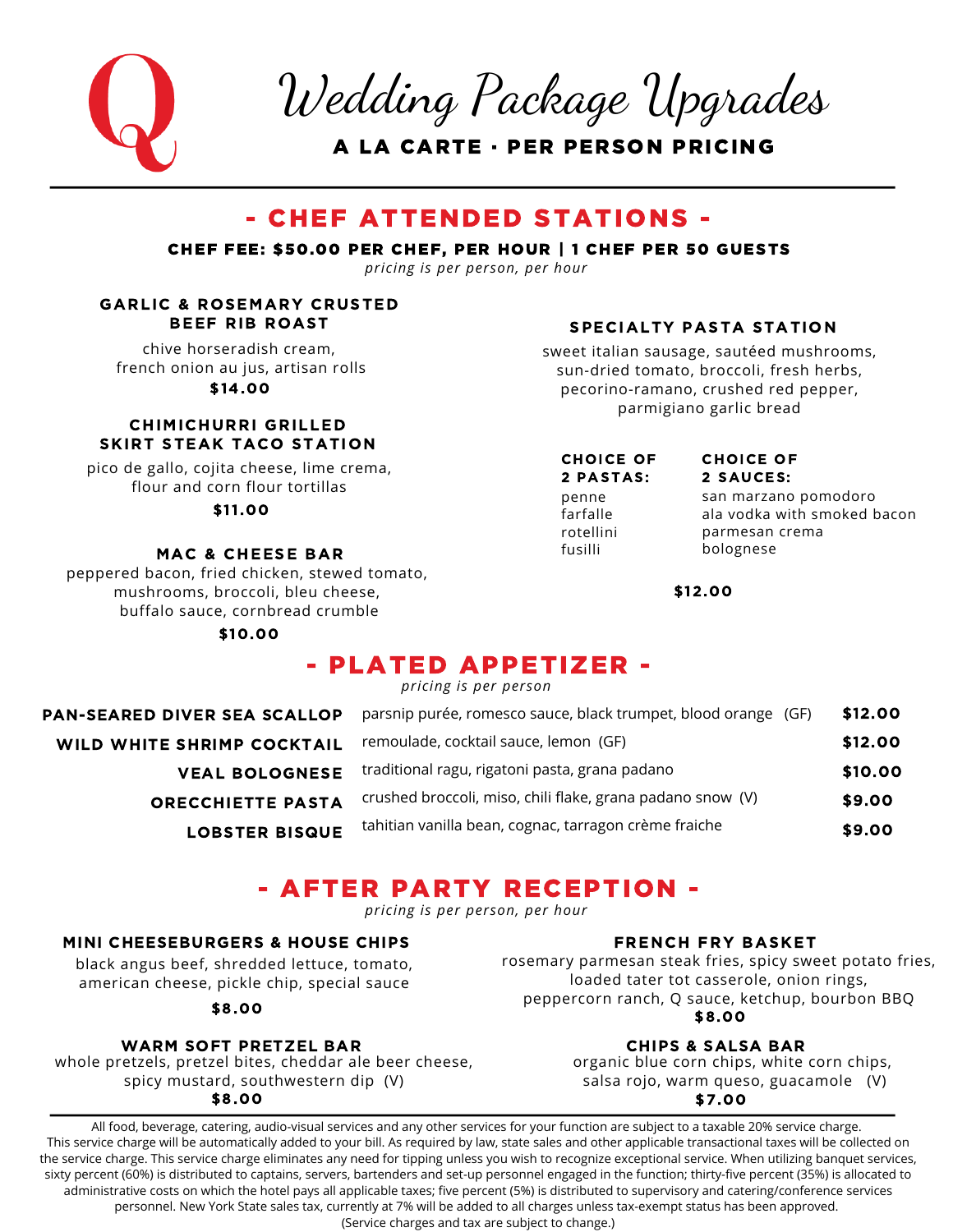# Wedding Package Upgrades

**A LA CARTE · PER PERSON PRICING**

## - CHEF ATTENDED STATIONS -

**CHEF FEE: $50.00 PER CHEF, PER HOUR | 1 CHEF PER 50 GUESTS**

*pricing is per person, per hour*

### GARLIC & ROSEMARY CRUSTED BEEF RIB ROAST

chive horseradish cream,
french onion au jus, artisan rolls

**$14.00**

### CHIMICHURRI GRILLED SKIRT STEAK TACO STATION

pico de gallo, cojita cheese, lime crema,
flour and corn flour tortillas

**$11.00**

### MAC & CHEESE BAR

peppered bacon, fried chicken, stewed tomato,
mushrooms, broccoli, bleu cheese,
buffalo sauce, cornbread crumble

**$10.00**

### SPECIALTY PASTA STATION

sweet italian sausage, sautéed mushrooms,
sun-dried tomato, broccoli, fresh herbs,
pecorino-ramano, crushed red pepper,
parmigiano garlic bread

| CHOICE OF 2 PASTAS: | CHOICE OF 2 SAUCES: |
|---|---|
| penne | san marzano pomodoro |
| farfalle | ala vodka with smoked bacon |
| rotellini | parmesan crema |
| fusilli | bolognese |

**$12.00**

## - PLATED APPETIZER -

*pricing is per person*

| | | |
|---|---|---|
| **PAN-SEARED DIVER SEA SCALLOP** | parsnip purée, romesco sauce, black trumpet, blood orange (GF) | **$12.00** |
| **WILD WHITE SHRIMP COCKTAIL** | remoulade, cocktail sauce, lemon (GF) | **$12.00** |
| **VEAL BOLOGNESE** | traditional ragu, rigatoni pasta, grana padano | **$10.00** |
| **ORECCHIETTE PASTA** | crushed broccoli, miso, chili flake, grana padano snow (V) | **$9.00** |
| **LOBSTER BISQUE** | tahitian vanilla bean, cognac, tarragon crème fraiche | **$9.00** |

## - AFTER PARTY RECEPTION -

*pricing is per person, per hour*

### MINI CHEESEBURGERS & HOUSE CHIPS

black angus beef, shredded lettuce, tomato,
american cheese, pickle chip, special sauce

**$8.00**

### WARM SOFT PRETZEL BAR

whole pretzels, pretzel bites, cheddar ale beer cheese,
spicy mustard, southwestern dip (V)

**$8.00**

### FRENCH FRY BASKET

rosemary parmesan steak fries, spicy sweet potato fries,
loaded tater tot casserole, onion rings,
peppercorn ranch, Q sauce, ketchup, bourbon BBQ

**$8.00**

### CHIPS & SALSA BAR

organic blue corn chips, white corn chips,
salsa rojo, warm queso, guacamole (V)

**$7.00**

All food, beverage, catering, audio-visual services and any other services for your function are subject to a taxable 20% service charge. This service charge will be automatically added to your bill. As required by law, state sales and other applicable transactional taxes will be collected on the service charge. This service charge eliminates any need for tipping unless you wish to recognize exceptional service. When utilizing banquet services, sixty percent (60%) is distributed to captains, servers, bartenders and set-up personnel engaged in the function; thirty-five percent (35%) is allocated to administrative costs on which the hotel pays all applicable taxes; five percent (5%) is distributed to supervisory and catering/conference services personnel. New York State sales tax, currently at 7% will be added to all charges unless tax-exempt status has been approved. (Service charges and tax are subject to change.)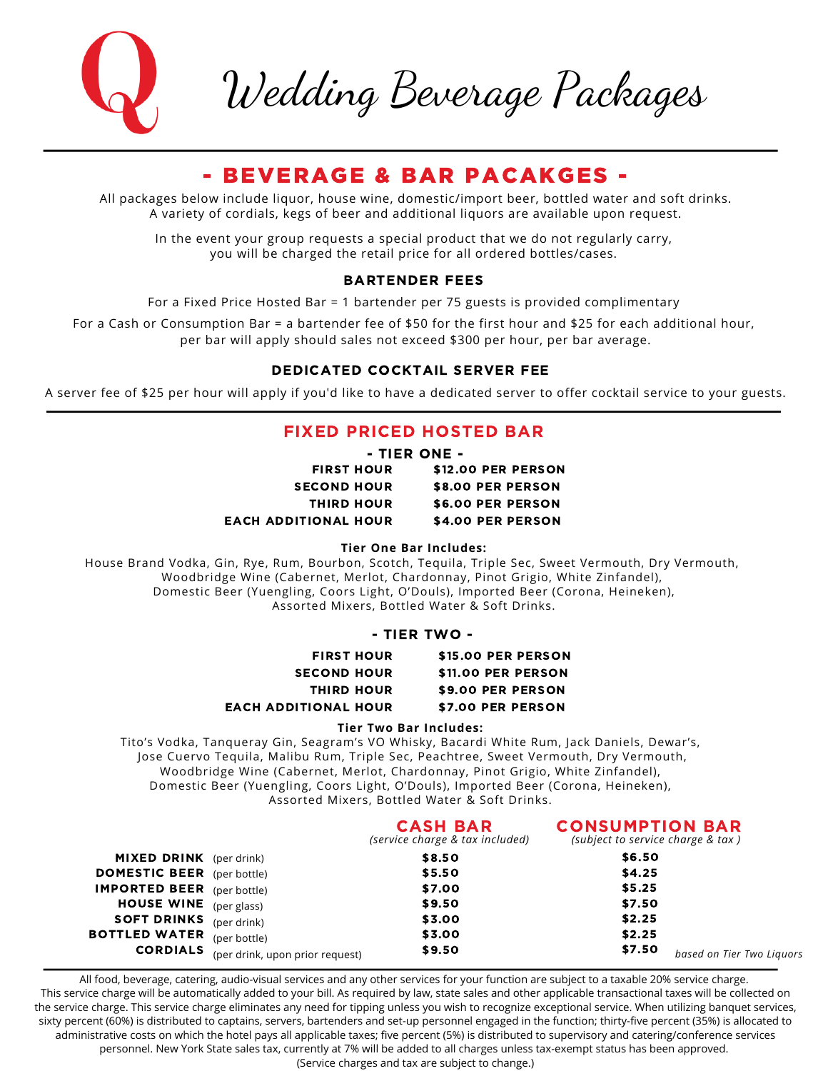# Wedding Beverage Packages

## - BEVERAGE & BAR PACAKGES -

All packages below include liquor, house wine, domestic/import beer, bottled water and soft drinks.
A variety of cordials, kegs of beer and additional liquors are available upon request.

In the event your group requests a special product that we do not regularly carry,
you will be charged the retail price for all ordered bottles/cases.

### BARTENDER FEES

For a Fixed Price Hosted Bar = 1 bartender per 75 guests is provided complimentary

For a Cash or Consumption Bar = a bartender fee of $50 for the first hour and $25 for each additional hour, per bar will apply should sales not exceed $300 per hour, per bar average.

### DEDICATED COCKTAIL SERVER FEE

A server fee of $25 per hour will apply if you'd like to have a dedicated server to offer cocktail service to your guests.

## FIXED PRICED HOSTED BAR

### - TIER ONE -

| | |
|---|---|
| FIRST HOUR | $12.00 PER PERSON |
| SECOND HOUR | $8.00 PER PERSON |
| THIRD HOUR | $6.00 PER PERSON |
| EACH ADDITIONAL HOUR | $4.00 PER PERSON |

**Tier One Bar Includes:**
House Brand Vodka, Gin, Rye, Rum, Bourbon, Scotch, Tequila, Triple Sec, Sweet Vermouth, Dry Vermouth, Woodbridge Wine (Cabernet, Merlot, Chardonnay, Pinot Grigio, White Zinfandel), Domestic Beer (Yuengling, Coors Light, O'Douls), Imported Beer (Corona, Heineken), Assorted Mixers, Bottled Water & Soft Drinks.

### - TIER TWO -

| | |
|---|---|
| FIRST HOUR | $15.00 PER PERSON |
| SECOND HOUR | $11.00 PER PERSON |
| THIRD HOUR | $9.00 PER PERSON |
| EACH ADDITIONAL HOUR | $7.00 PER PERSON |

**Tier Two Bar Includes:**
Tito's Vodka, Tanqueray Gin, Seagram's VO Whisky, Bacardi White Rum, Jack Daniels, Dewar's, Jose Cuervo Tequila, Malibu Rum, Triple Sec, Peachtree, Sweet Vermouth, Dry Vermouth, Woodbridge Wine (Cabernet, Merlot, Chardonnay, Pinot Grigio, White Zinfandel), Domestic Beer (Yuengling, Coors Light, O'Douls), Imported Beer (Corona, Heineken), Assorted Mixers, Bottled Water & Soft Drinks.

| | | CASH BAR *(service charge & tax included)* | CONSUMPTION BAR *(subject to service charge & tax )* |
|---|---|---|---|
| **MIXED DRINK** | (per drink) | $8.50 | $6.50 |
| **DOMESTIC BEER** | (per bottle) | $5.50 | $4.25 |
| **IMPORTED BEER** | (per bottle) | $7.00 | $5.25 |
| **HOUSE WINE** | (per glass) | $9.50 | $7.50 |
| **SOFT DRINKS** | (per drink) | $3.00 | $2.25 |
| **BOTTLED WATER** | (per bottle) | $3.00 | $2.25 |
| **CORDIALS** | (per drink, upon prior request) | $9.50 | $7.50 |

*based on Tier Two Liquors*

All food, beverage, catering, audio-visual services and any other services for your function are subject to a taxable 20% service charge. This service charge will be automatically added to your bill. As required by law, state sales and other applicable transactional taxes will be collected on the service charge. This service charge eliminates any need for tipping unless you wish to recognize exceptional service. When utilizing banquet services, sixty percent (60%) is distributed to captains, servers, bartenders and set-up personnel engaged in the function; thirty-five percent (35%) is allocated to administrative costs on which the hotel pays all applicable taxes; five percent (5%) is distributed to supervisory and catering/conference services personnel. New York State sales tax, currently at 7% will be added to all charges unless tax-exempt status has been approved. (Service charges and tax are subject to change.)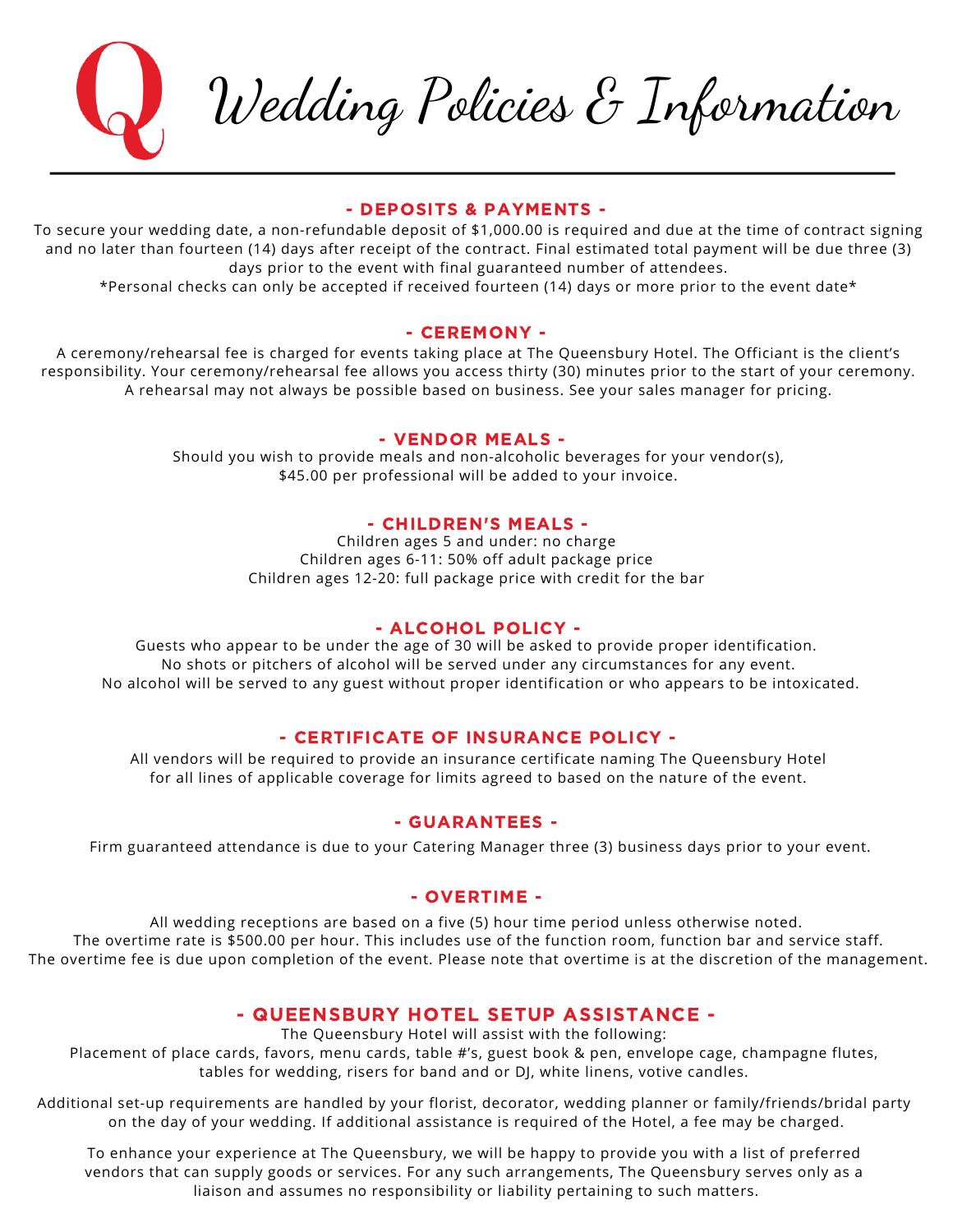# Wedding Policies & Information

## - DEPOSITS & PAYMENTS -

To secure your wedding date, a non-refundable deposit of $1,000.00 is required and due at the time of contract signing and no later than fourteen (14) days after receipt of the contract. Final estimated total payment will be due three (3) days prior to the event with final guaranteed number of attendees.

*Personal checks can only be accepted if received fourteen (14) days or more prior to the event date*

## - CEREMONY -

A ceremony/rehearsal fee is charged for events taking place at The Queensbury Hotel. The Officiant is the client's responsibility. Your ceremony/rehearsal fee allows you access thirty (30) minutes prior to the start of your ceremony. A rehearsal may not always be possible based on business. See your sales manager for pricing.

## - VENDOR MEALS -

Should you wish to provide meals and non-alcoholic beverages for your vendor(s), $45.00 per professional will be added to your invoice.

## - CHILDREN'S MEALS -

Children ages 5 and under: no charge
Children ages 6-11: 50% off adult package price
Children ages 12-20: full package price with credit for the bar

## - ALCOHOL POLICY -

Guests who appear to be under the age of 30 will be asked to provide proper identification.
No shots or pitchers of alcohol will be served under any circumstances for any event.
No alcohol will be served to any guest without proper identification or who appears to be intoxicated.

## - CERTIFICATE OF INSURANCE POLICY -

All vendors will be required to provide an insurance certificate naming The Queensbury Hotel for all lines of applicable coverage for limits agreed to based on the nature of the event.

## - GUARANTEES -

Firm guaranteed attendance is due to your Catering Manager three (3) business days prior to your event.

## - OVERTIME -

All wedding receptions are based on a five (5) hour time period unless otherwise noted.
The overtime rate is $500.00 per hour. This includes use of the function room, function bar and service staff.
The overtime fee is due upon completion of the event. Please note that overtime is at the discretion of the management.

## - QUEENSBURY HOTEL SETUP ASSISTANCE -

The Queensbury Hotel will assist with the following:
Placement of place cards, favors, menu cards, table #'s, guest book & pen, envelope cage, champagne flutes, tables for wedding, risers for band and or DJ, white linens, votive candles.

Additional set-up requirements are handled by your florist, decorator, wedding planner or family/friends/bridal party on the day of your wedding. If additional assistance is required of the Hotel, a fee may be charged.

To enhance your experience at The Queensbury, we will be happy to provide you with a list of preferred vendors that can supply goods or services. For any such arrangements, The Queensbury serves only as a liaison and assumes no responsibility or liability pertaining to such matters.